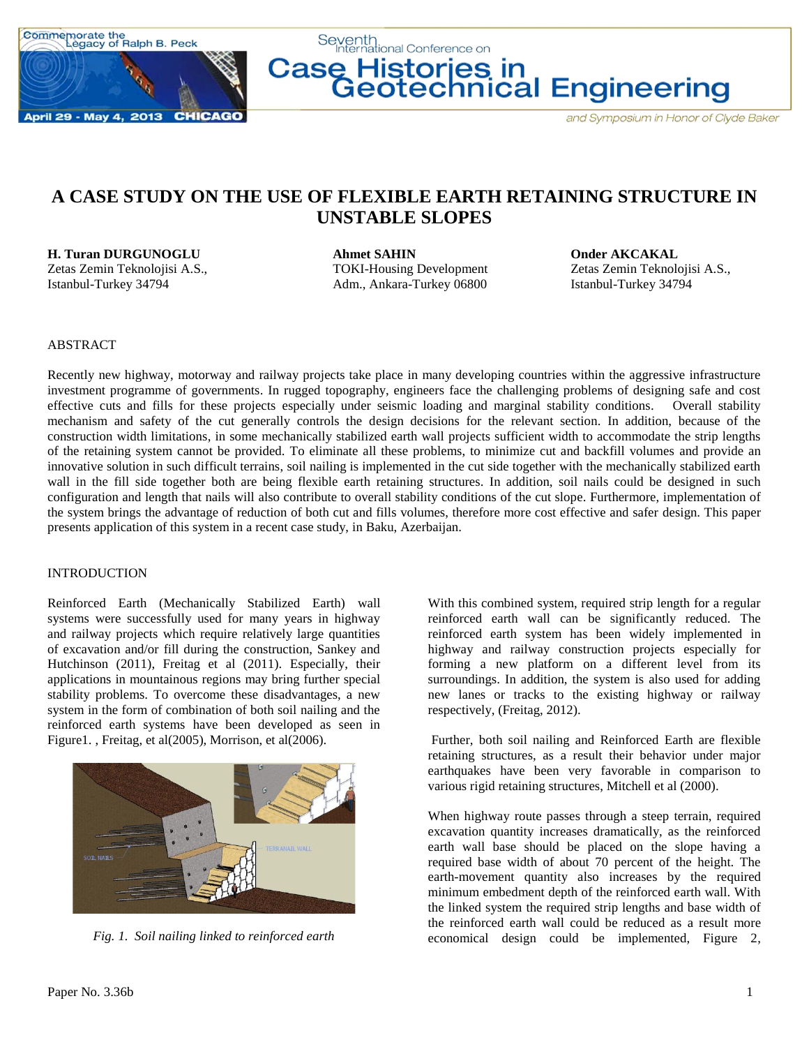# A CASE STUDY ON THE USE OF FLEXIBLE EARTH RETAINING STRUCTURE IN UNSTABLE SLOPES

**H. Turan DURGUNOGLU**
Zetas Zemin Teknolojisi A.S.,
Istanbul-Turkey 34794

**Ahmet SAHIN**
TOKI-Housing Development
Adm., Ankara-Turkey 06800

**Onder AKCAKAL**
Zetas Zemin Teknolojisi A.S.,
Istanbul-Turkey 34794

## ABSTRACT

Recently new highway, motorway and railway projects take place in many developing countries within the aggressive infrastructure investment programme of governments. In rugged topography, engineers face the challenging problems of designing safe and cost effective cuts and fills for these projects especially under seismic loading and marginal stability conditions. Overall stability mechanism and safety of the cut generally controls the design decisions for the relevant section. In addition, because of the construction width limitations, in some mechanically stabilized earth wall projects sufficient width to accommodate the strip lengths of the retaining system cannot be provided. To eliminate all these problems, to minimize cut and backfill volumes and provide an innovative solution in such difficult terrains, soil nailing is implemented in the cut side together with the mechanically stabilized earth wall in the fill side together both are being flexible earth retaining structures. In addition, soil nails could be designed in such configuration and length that nails will also contribute to overall stability conditions of the cut slope. Furthermore, implementation of the system brings the advantage of reduction of both cut and fills volumes, therefore more cost effective and safer design. This paper presents application of this system in a recent case study, in Baku, Azerbaijan.

## INTRODUCTION

Reinforced Earth (Mechanically Stabilized Earth) wall systems were successfully used for many years in highway and railway projects which require relatively large quantities of excavation and/or fill during the construction, Sankey and Hutchinson (2011), Freitag et al (2011). Especially, their applications in mountainous regions may bring further special stability problems. To overcome these disadvantages, a new system in the form of combination of both soil nailing and the reinforced earth systems have been developed as seen in Figure1. , Freitag, et al(2005), Morrison, et al(2006).

*Fig. 1. Soil nailing linked to reinforced earth*

With this combined system, required strip length for a regular reinforced earth wall can be significantly reduced. The reinforced earth system has been widely implemented in highway and railway construction projects especially for forming a new platform on a different level from its surroundings. In addition, the system is also used for adding new lanes or tracks to the existing highway or railway respectively, (Freitag, 2012).

Further, both soil nailing and Reinforced Earth are flexible retaining structures, as a result their behavior under major earthquakes have been very favorable in comparison to various rigid retaining structures, Mitchell et al (2000).

When highway route passes through a steep terrain, required excavation quantity increases dramatically, as the reinforced earth wall base should be placed on the slope having a required base width of about 70 percent of the height. The earth-movement quantity also increases by the required minimum embedment depth of the reinforced earth wall. With the linked system the required strip lengths and base width of the reinforced earth wall could be reduced as a result more economical design could be implemented, Figure 2,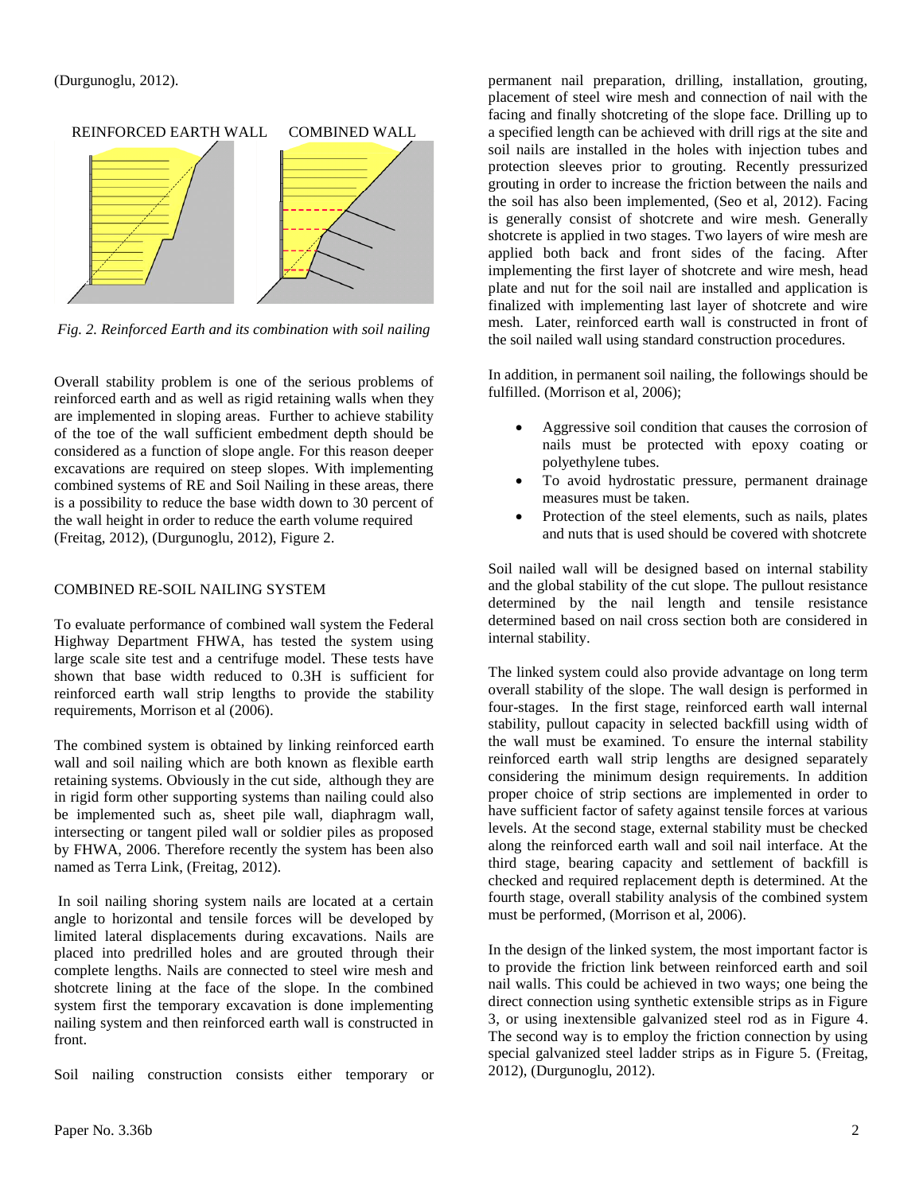(Durgunoglu, 2012).

REINFORCED EARTH WALL COMBINED WALL

*Fig. 2. Reinforced Earth and its combination with soil nailing*

Overall stability problem is one of the serious problems of reinforced earth and as well as rigid retaining walls when they are implemented in sloping areas. Further to achieve stability of the toe of the wall sufficient embedment depth should be considered as a function of slope angle. For this reason deeper excavations are required on steep slopes. With implementing combined systems of RE and Soil Nailing in these areas, there is a possibility to reduce the base width down to 30 percent of the wall height in order to reduce the earth volume required (Freitag, 2012), (Durgunoglu, 2012), Figure 2.

## COMBINED RE-SOIL NAILING SYSTEM

To evaluate performance of combined wall system the Federal Highway Department FHWA, has tested the system using large scale site test and a centrifuge model. These tests have shown that base width reduced to 0.3H is sufficient for reinforced earth wall strip lengths to provide the stability requirements, Morrison et al (2006).

The combined system is obtained by linking reinforced earth wall and soil nailing which are both known as flexible earth retaining systems. Obviously in the cut side, although they are in rigid form other supporting systems than nailing could also be implemented such as, sheet pile wall, diaphragm wall, intersecting or tangent piled wall or soldier piles as proposed by FHWA, 2006. Therefore recently the system has been also named as Terra Link, (Freitag, 2012).

In soil nailing shoring system nails are located at a certain angle to horizontal and tensile forces will be developed by limited lateral displacements during excavations. Nails are placed into predrilled holes and are grouted through their complete lengths. Nails are connected to steel wire mesh and shotcrete lining at the face of the slope. In the combined system first the temporary excavation is done implementing nailing system and then reinforced earth wall is constructed in front.

Soil nailing construction consists either temporary or permanent nail preparation, drilling, installation, grouting, placement of steel wire mesh and connection of nail with the facing and finally shotcreting of the slope face. Drilling up to a specified length can be achieved with drill rigs at the site and soil nails are installed in the holes with injection tubes and protection sleeves prior to grouting. Recently pressurized grouting in order to increase the friction between the nails and the soil has also been implemented, (Seo et al, 2012). Facing is generally consist of shotcrete and wire mesh. Generally shotcrete is applied in two stages. Two layers of wire mesh are applied both back and front sides of the facing. After implementing the first layer of shotcrete and wire mesh, head plate and nut for the soil nail are installed and application is finalized with implementing last layer of shotcrete and wire mesh. Later, reinforced earth wall is constructed in front of the soil nailed wall using standard construction procedures.

In addition, in permanent soil nailing, the followings should be fulfilled. (Morrison et al, 2006);

- Aggressive soil condition that causes the corrosion of nails must be protected with epoxy coating or polyethylene tubes.
- To avoid hydrostatic pressure, permanent drainage measures must be taken.
- Protection of the steel elements, such as nails, plates and nuts that is used should be covered with shotcrete

Soil nailed wall will be designed based on internal stability and the global stability of the cut slope. The pullout resistance determined by the nail length and tensile resistance determined based on nail cross section both are considered in internal stability.

The linked system could also provide advantage on long term overall stability of the slope. The wall design is performed in four-stages. In the first stage, reinforced earth wall internal stability, pullout capacity in selected backfill using width of the wall must be examined. To ensure the internal stability reinforced earth wall strip lengths are designed separately considering the minimum design requirements. In addition proper choice of strip sections are implemented in order to have sufficient factor of safety against tensile forces at various levels. At the second stage, external stability must be checked along the reinforced earth wall and soil nail interface. At the third stage, bearing capacity and settlement of backfill is checked and required replacement depth is determined. At the fourth stage, overall stability analysis of the combined system must be performed, (Morrison et al, 2006).

In the design of the linked system, the most important factor is to provide the friction link between reinforced earth and soil nail walls. This could be achieved in two ways; one being the direct connection using synthetic extensible strips as in Figure 3, or using inextensible galvanized steel rod as in Figure 4. The second way is to employ the friction connection by using special galvanized steel ladder strips as in Figure 5. (Freitag, 2012), (Durgunoglu, 2012).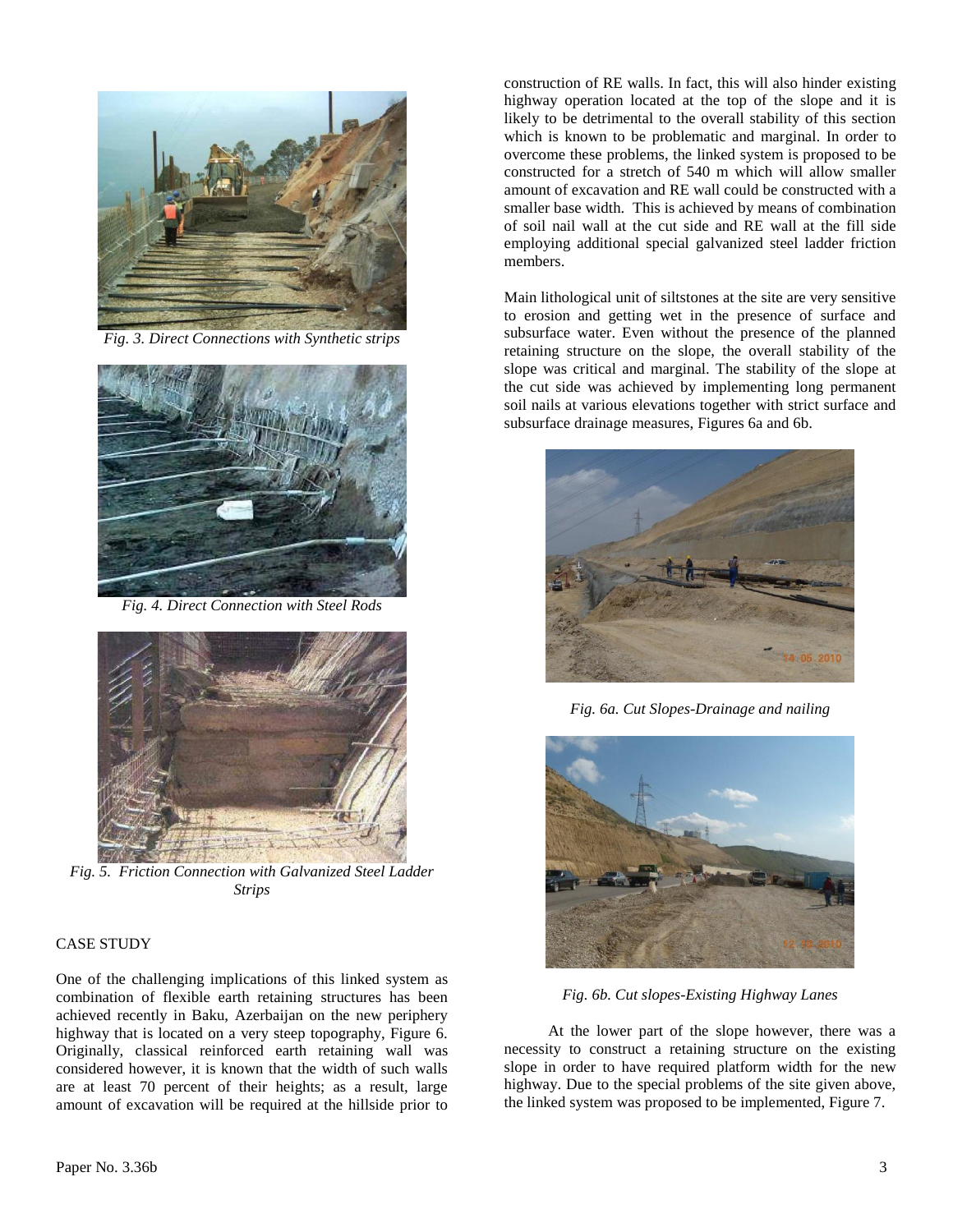*Fig. 3. Direct Connections with Synthetic strips*

*Fig. 4. Direct Connection with Steel Rods*

*Fig. 5. Friction Connection with Galvanized Steel Ladder Strips*

## CASE STUDY

One of the challenging implications of this linked system as combination of flexible earth retaining structures has been achieved recently in Baku, Azerbaijan on the new periphery highway that is located on a very steep topography, Figure 6. Originally, classical reinforced earth retaining wall was considered however, it is known that the width of such walls are at least 70 percent of their heights; as a result, large amount of excavation will be required at the hillside prior to construction of RE walls. In fact, this will also hinder existing highway operation located at the top of the slope and it is likely to be detrimental to the overall stability of this section which is known to be problematic and marginal. In order to overcome these problems, the linked system is proposed to be constructed for a stretch of 540 m which will allow smaller amount of excavation and RE wall could be constructed with a smaller base width. This is achieved by means of combination of soil nail wall at the cut side and RE wall at the fill side employing additional special galvanized steel ladder friction members.

Main lithological unit of siltstones at the site are very sensitive to erosion and getting wet in the presence of surface and subsurface water. Even without the presence of the planned retaining structure on the slope, the overall stability of the slope was critical and marginal. The stability of the slope at the cut side was achieved by implementing long permanent soil nails at various elevations together with strict surface and subsurface drainage measures, Figures 6a and 6b.

*Fig. 6a. Cut Slopes-Drainage and nailing*

*Fig. 6b. Cut slopes-Existing Highway Lanes*

At the lower part of the slope however, there was a necessity to construct a retaining structure on the existing slope in order to have required platform width for the new highway. Due to the special problems of the site given above, the linked system was proposed to be implemented, Figure 7.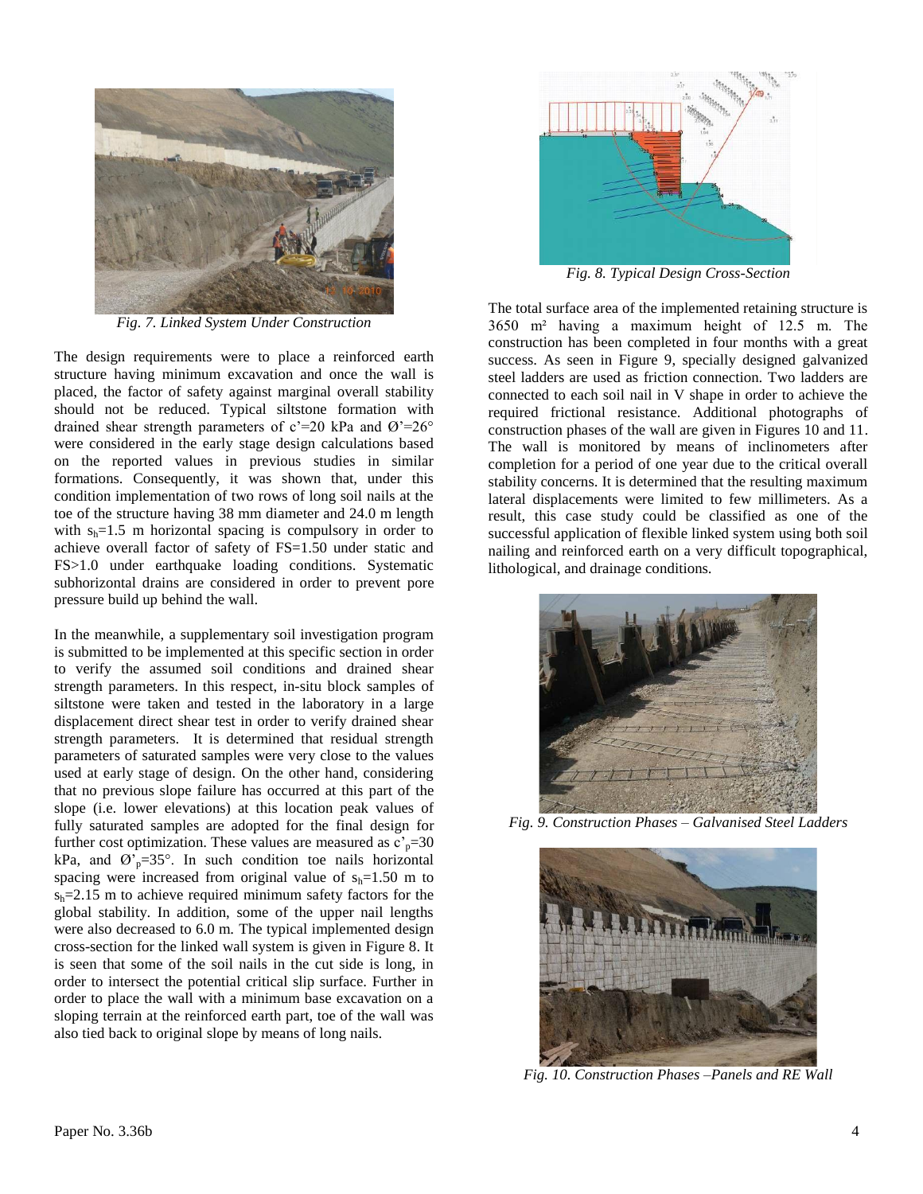*Fig. 7. Linked System Under Construction*

The design requirements were to place a reinforced earth structure having minimum excavation and once the wall is placed, the factor of safety against marginal overall stability should not be reduced. Typical siltstone formation with drained shear strength parameters of c'=20 kPa and Ø'=26° were considered in the early stage design calculations based on the reported values in previous studies in similar formations. Consequently, it was shown that, under this condition implementation of two rows of long soil nails at the toe of the structure having 38 mm diameter and 24.0 m length with $s_h$=1.5 m horizontal spacing is compulsory in order to achieve overall factor of safety of FS=1.50 under static and FS>1.0 under earthquake loading conditions. Systematic subhorizontal drains are considered in order to prevent pore pressure build up behind the wall.

In the meanwhile, a supplementary soil investigation program is submitted to be implemented at this specific section in order to verify the assumed soil conditions and drained shear strength parameters. In this respect, in-situ block samples of siltstone were taken and tested in the laboratory in a large displacement direct shear test in order to verify drained shear strength parameters. It is determined that residual strength parameters of saturated samples were very close to the values used at early stage of design. On the other hand, considering that no previous slope failure has occurred at this part of the slope (i.e. lower elevations) at this location peak values of fully saturated samples are adopted for the final design for further cost optimization. These values are measured as $c'_p$=30 kPa, and $Ø'_p$=35°. In such condition toe nails horizontal spacing were increased from original value of $s_h$=1.50 m to $s_h$=2.15 m to achieve required minimum safety factors for the global stability. In addition, some of the upper nail lengths were also decreased to 6.0 m. The typical implemented design cross-section for the linked wall system is given in Figure 8. It is seen that some of the soil nails in the cut side is long, in order to intersect the potential critical slip surface. Further in order to place the wall with a minimum base excavation on a sloping terrain at the reinforced earth part, toe of the wall was also tied back to original slope by means of long nails.

*Fig. 8. Typical Design Cross-Section*

The total surface area of the implemented retaining structure is 3650 m² having a maximum height of 12.5 m. The construction has been completed in four months with a great success. As seen in Figure 9, specially designed galvanized steel ladders are used as friction connection. Two ladders are connected to each soil nail in V shape in order to achieve the required frictional resistance. Additional photographs of construction phases of the wall are given in Figures 10 and 11. The wall is monitored by means of inclinometers after completion for a period of one year due to the critical overall stability concerns. It is determined that the resulting maximum lateral displacements were limited to few millimeters. As a result, this case study could be classified as one of the successful application of flexible linked system using both soil nailing and reinforced earth on a very difficult topographical, lithological, and drainage conditions.

*Fig. 9. Construction Phases – Galvanised Steel Ladders*

*Fig. 10. Construction Phases –Panels and RE Wall*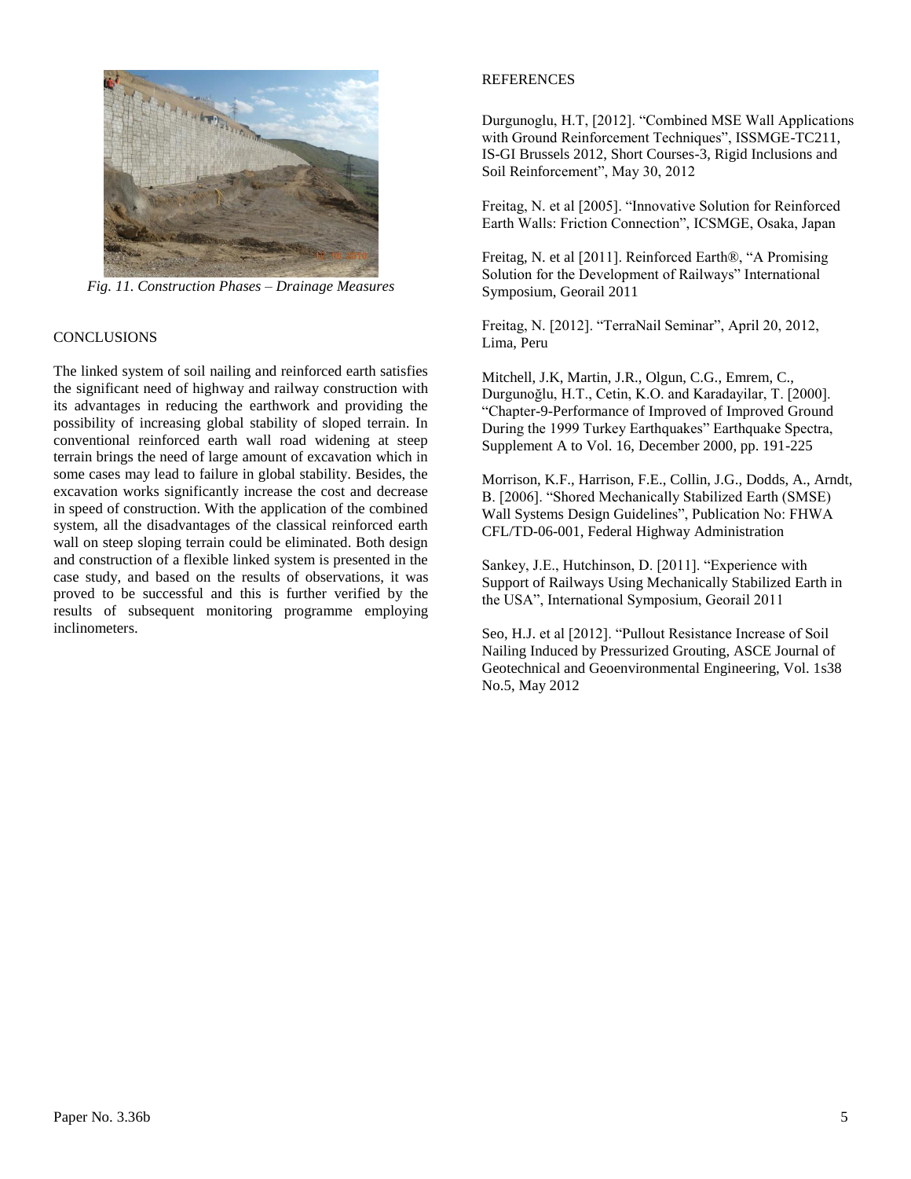*Fig. 11. Construction Phases – Drainage Measures*

## CONCLUSIONS

The linked system of soil nailing and reinforced earth satisfies the significant need of highway and railway construction with its advantages in reducing the earthwork and providing the possibility of increasing global stability of sloped terrain. In conventional reinforced earth wall road widening at steep terrain brings the need of large amount of excavation which in some cases may lead to failure in global stability. Besides, the excavation works significantly increase the cost and decrease in speed of construction. With the application of the combined system, all the disadvantages of the classical reinforced earth wall on steep sloping terrain could be eliminated. Both design and construction of a flexible linked system is presented in the case study, and based on the results of observations, it was proved to be successful and this is further verified by the results of subsequent monitoring programme employing inclinometers.

## REFERENCES

Durgunoglu, H.T, [2012]. "Combined MSE Wall Applications with Ground Reinforcement Techniques", ISSMGE-TC211, IS-GI Brussels 2012, Short Courses-3, Rigid Inclusions and Soil Reinforcement", May 30, 2012

Freitag, N. et al [2005]. "Innovative Solution for Reinforced Earth Walls: Friction Connection", ICSMGE, Osaka, Japan

Freitag, N. et al [2011]. Reinforced Earth®, "A Promising Solution for the Development of Railways" International Symposium, Georail 2011

Freitag, N. [2012]. "TerraNail Seminar", April 20, 2012, Lima, Peru

Mitchell, J.K, Martin, J.R., Olgun, C.G., Emrem, C., Durgunoğlu, H.T., Cetin, K.O. and Karadayilar, T. [2000]. "Chapter-9-Performance of Improved of Improved Ground During the 1999 Turkey Earthquakes" Earthquake Spectra, Supplement A to Vol. 16, December 2000, pp. 191-225

Morrison, K.F., Harrison, F.E., Collin, J.G., Dodds, A., Arndt, B. [2006]. "Shored Mechanically Stabilized Earth (SMSE) Wall Systems Design Guidelines", Publication No: FHWA CFL/TD-06-001, Federal Highway Administration

Sankey, J.E., Hutchinson, D. [2011]. "Experience with Support of Railways Using Mechanically Stabilized Earth in the USA", International Symposium, Georail 2011

Seo, H.J. et al [2012]. "Pullout Resistance Increase of Soil Nailing Induced by Pressurized Grouting, ASCE Journal of Geotechnical and Geoenvironmental Engineering, Vol. 1s38 No.5, May 2012